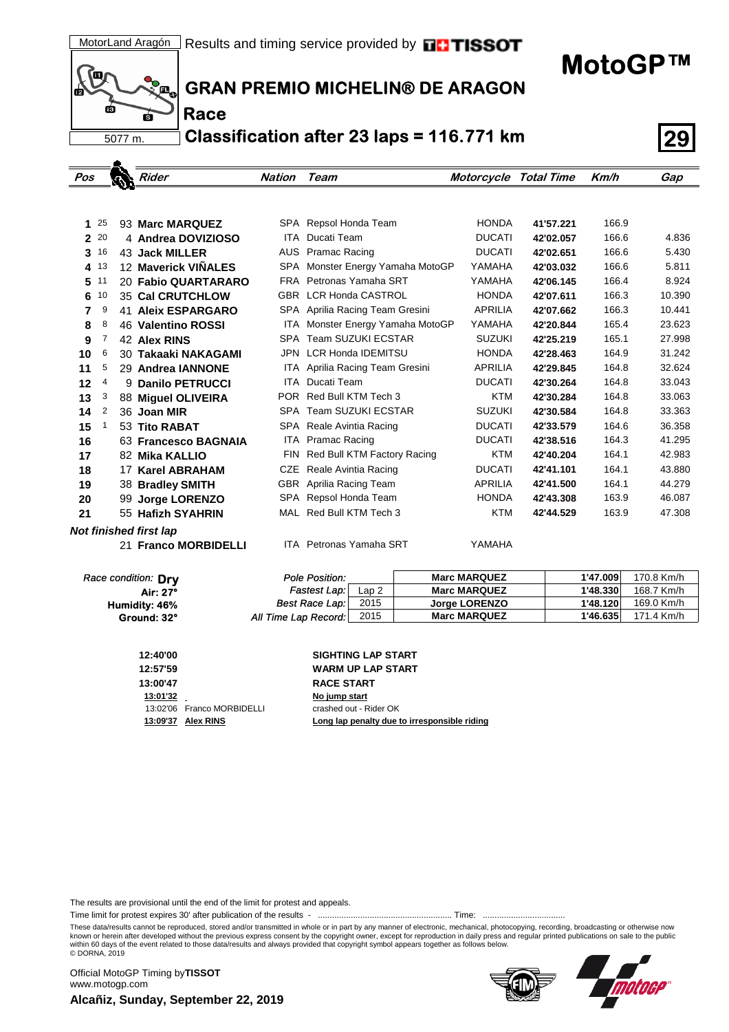MotorLand Aragón | Results and timing service provided by TISSOT

5077 m.

# MotoGP™

## GRAN PREMIO MICHELIN® DE ARAGON

### Race

### Classification after 23 laps = 116.771 km

**29**

| Pos | Points | Rider | Nation | Team | Motorcycle | Total Time | Km/h | Gap |
|---|---|---|---|---|---|---|---|---|
| 1 | 25 | 93 **Marc MARQUEZ** | SPA | Repsol Honda Team | HONDA | 41'57.221 | 166.9 | |
| 2 | 20 | 4 **Andrea DOVIZIOSO** | ITA | Ducati Team | DUCATI | 42'02.057 | 166.6 | 4.836 |
| 3 | 16 | 43 **Jack MILLER** | AUS | Pramac Racing | DUCATI | 42'02.651 | 166.6 | 5.430 |
| 4 | 13 | 12 **Maverick VIÑALES** | SPA | Monster Energy Yamaha MotoGP | YAMAHA | 42'03.032 | 166.6 | 5.811 |
| 5 | 11 | 20 **Fabio QUARTARARO** | FRA | Petronas Yamaha SRT | YAMAHA | 42'06.145 | 166.4 | 8.924 |
| 6 | 10 | 35 **Cal CRUTCHLOW** | GBR | LCR Honda CASTROL | HONDA | 42'07.611 | 166.3 | 10.390 |
| 7 | 9 | 41 **Aleix ESPARGARO** | SPA | Aprilia Racing Team Gresini | APRILIA | 42'07.662 | 166.3 | 10.441 |
| 8 | 8 | 46 **Valentino ROSSI** | ITA | Monster Energy Yamaha MotoGP | YAMAHA | 42'20.844 | 165.4 | 23.623 |
| 9 | 7 | 42 **Alex RINS** | SPA | Team SUZUKI ECSTAR | SUZUKI | 42'25.219 | 165.1 | 27.998 |
| 10 | 6 | 30 **Takaaki NAKAGAMI** | JPN | LCR Honda IDEMITSU | HONDA | 42'28.463 | 164.9 | 31.242 |
| 11 | 5 | 29 **Andrea IANNONE** | ITA | Aprilia Racing Team Gresini | APRILIA | 42'29.845 | 164.8 | 32.624 |
| 12 | 4 | 9 **Danilo PETRUCCI** | ITA | Ducati Team | DUCATI | 42'30.264 | 164.8 | 33.043 |
| 13 | 3 | 88 **Miguel OLIVEIRA** | POR | Red Bull KTM Tech 3 | KTM | 42'30.284 | 164.8 | 33.063 |
| 14 | 2 | 36 **Joan MIR** | SPA | Team SUZUKI ECSTAR | SUZUKI | 42'30.584 | 164.8 | 33.363 |
| 15 | 1 | 53 **Tito RABAT** | SPA | Reale Avintia Racing | DUCATI | 42'33.579 | 164.6 | 36.358 |
| 16 | | 63 **Francesco BAGNAIA** | ITA | Pramac Racing | DUCATI | 42'38.516 | 164.3 | 41.295 |
| 17 | | 82 **Mika KALLIO** | FIN | Red Bull KTM Factory Racing | KTM | 42'40.204 | 164.1 | 42.983 |
| 18 | | 17 **Karel ABRAHAM** | CZE | Reale Avintia Racing | DUCATI | 42'41.101 | 164.1 | 43.880 |
| 19 | | 38 **Bradley SMITH** | GBR | Aprilia Racing Team | APRILIA | 42'41.500 | 164.1 | 44.279 |
| 20 | | 99 **Jorge LORENZO** | SPA | Repsol Honda Team | HONDA | 42'43.308 | 163.9 | 46.087 |
| 21 | | 55 **Hafizh SYAHRIN** | MAL | Red Bull KTM Tech 3 | KTM | 42'44.529 | 163.9 | 47.308 |
| ***Not finished first lap*** | | | | | | | | |
| | | 21 **Franco MORBIDELLI** | ITA | Petronas Yamaha SRT | YAMAHA | | | |

*Race condition:* **Dry**
**Air: 27°**
**Humidity: 46%**
**Ground: 32°**

| | | Rider | Time | Speed |
|---|---|---|---|---|
| *Pole Position:* | | **Marc MARQUEZ** | **1'47.009** | 170.8 Km/h |
| *Fastest Lap:* | Lap 2 | **Marc MARQUEZ** | **1'48.330** | 168.7 Km/h |
| *Best Race Lap:* | 2015 | **Jorge LORENZO** | **1'48.120** | 169.0 Km/h |
| *All Time Lap Record:* | 2015 | **Marc MARQUEZ** | **1'46.635** | 171.4 Km/h |

| Time | Rider | Event |
|---|---|---|
| **12:40'00** | | **SIGHTING LAP START** |
| **12:57'59** | | **WARM UP LAP START** |
| **13:00'47** | | **RACE START** |
| **13:01'32** | | **No jump start** |
| 13:02'06 | Franco MORBIDELLI | crashed out - Rider OK |
| **13:09'37** | **Alex RINS** | **Long lap penalty due to irresponsible riding** |

The results are provisional until the end of the limit for protest and appeals.

Time limit for protest expires 30' after publication of the results - ........................................................ Time: ..................................

These data/results cannot be reproduced, stored and/or transmitted in whole or in part by any manner of electronic, mechanical, photocopying, recording, broadcasting or otherwise now known or herein after developed without the previous express consent by the copyright owner, except for reproduction in daily press and regular printed publications on sale to the public within 60 days of the event related to those data/results and always provided that copyright symbol appears together as follows below.
© DORNA, 2019

Official MotoGP Timing by **TISSOT**
www.motogp.com

**Alcañiz, Sunday, September 22, 2019**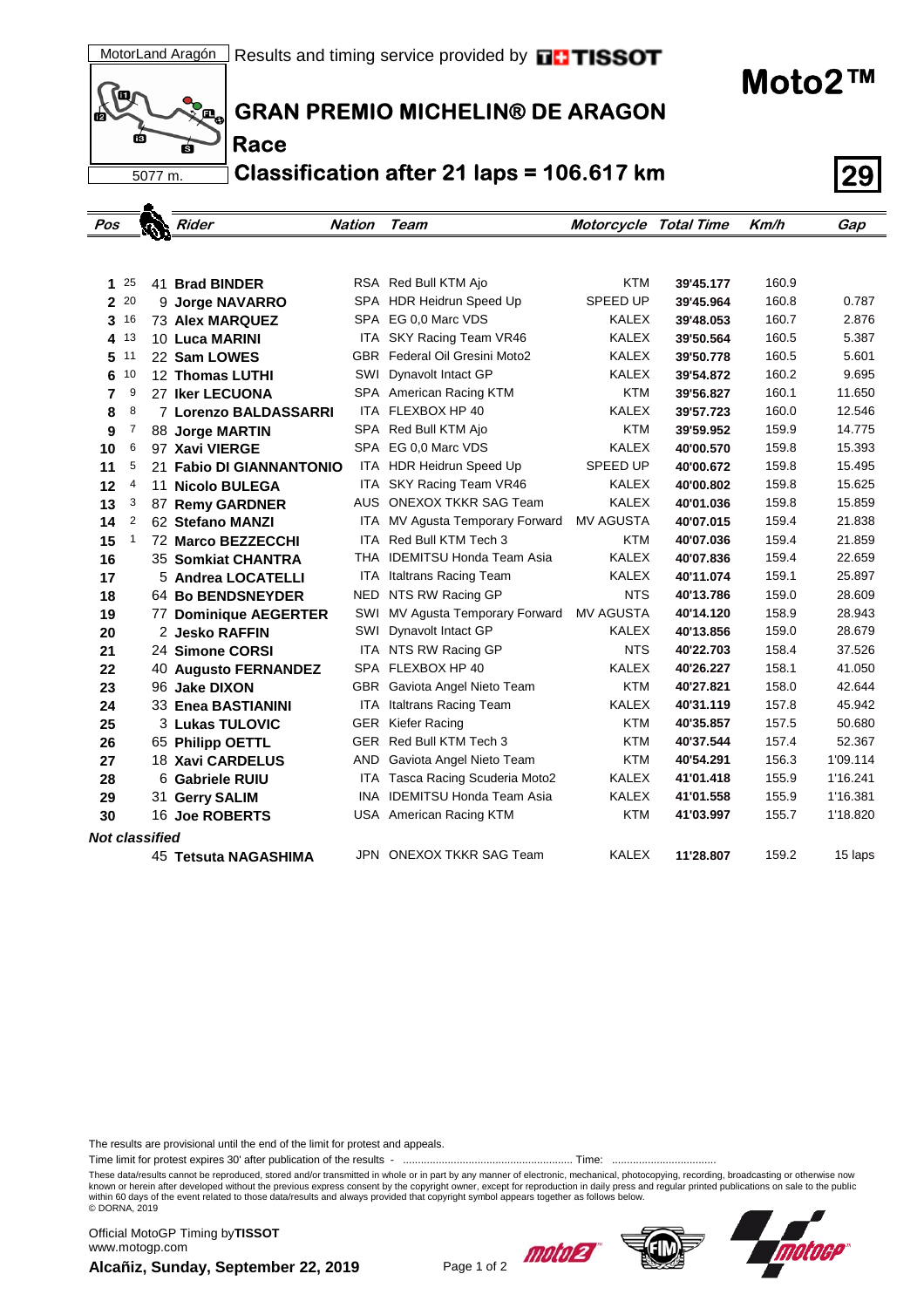MotorLand Aragón | Results and timing service provided by TISSOT

5077 m.

# Moto2™

## GRAN PREMIO MICHELIN® DE ARAGON

### Race

### Classification after 21 laps = 106.617 km

**29**

| Pos | Points | Rider | Nation | Team | Motorcycle | Total Time | Km/h | Gap |
|---|---|---|---|---|---|---|---|---|
| 1 | 25 | 41 **Brad BINDER** | RSA | Red Bull KTM Ajo | KTM | **39'45.177** | 160.9 | |
| 2 | 20 | 9 **Jorge NAVARRO** | SPA | HDR Heidrun Speed Up | SPEED UP | **39'45.964** | 160.8 | 0.787 |
| 3 | 16 | 73 **Alex MARQUEZ** | SPA | EG 0,0 Marc VDS | KALEX | **39'48.053** | 160.7 | 2.876 |
| 4 | 13 | 10 **Luca MARINI** | ITA | SKY Racing Team VR46 | KALEX | **39'50.564** | 160.5 | 5.387 |
| 5 | 11 | 22 **Sam LOWES** | GBR | Federal Oil Gresini Moto2 | KALEX | **39'50.778** | 160.5 | 5.601 |
| 6 | 10 | 12 **Thomas LUTHI** | SWI | Dynavolt Intact GP | KALEX | **39'54.872** | 160.2 | 9.695 |
| 7 | 9 | 27 **Iker LECUONA** | SPA | American Racing KTM | KTM | **39'56.827** | 160.1 | 11.650 |
| 8 | 8 | 7 **Lorenzo BALDASSARRI** | ITA | FLEXBOX HP 40 | KALEX | **39'57.723** | 160.0 | 12.546 |
| 9 | 7 | 88 **Jorge MARTIN** | SPA | Red Bull KTM Ajo | KTM | **39'59.952** | 159.9 | 14.775 |
| 10 | 6 | 97 **Xavi VIERGE** | SPA | EG 0,0 Marc VDS | KALEX | **40'00.570** | 159.8 | 15.393 |
| 11 | 5 | 21 **Fabio DI GIANNANTONIO** | ITA | HDR Heidrun Speed Up | SPEED UP | **40'00.672** | 159.8 | 15.495 |
| 12 | 4 | 11 **Nicolo BULEGA** | ITA | SKY Racing Team VR46 | KALEX | **40'00.802** | 159.8 | 15.625 |
| 13 | 3 | 87 **Remy GARDNER** | AUS | ONEXOX TKKR SAG Team | KALEX | **40'01.036** | 159.8 | 15.859 |
| 14 | 2 | 62 **Stefano MANZI** | ITA | MV Agusta Temporary Forward | MV AGUSTA | **40'07.015** | 159.4 | 21.838 |
| 15 | 1 | 72 **Marco BEZZECCHI** | ITA | Red Bull KTM Tech 3 | KTM | **40'07.036** | 159.4 | 21.859 |
| 16 | | 35 **Somkiat CHANTRA** | THA | IDEMITSU Honda Team Asia | KALEX | **40'07.836** | 159.4 | 22.659 |
| 17 | | 5 **Andrea LOCATELLI** | ITA | Italtrans Racing Team | KALEX | **40'11.074** | 159.1 | 25.897 |
| 18 | | 64 **Bo BENDSNEYDER** | NED | NTS RW Racing GP | NTS | **40'13.786** | 159.0 | 28.609 |
| 19 | | 77 **Dominique AEGERTER** | SWI | MV Agusta Temporary Forward | MV AGUSTA | **40'14.120** | 158.9 | 28.943 |
| 20 | | 2 **Jesko RAFFIN** | SWI | Dynavolt Intact GP | KALEX | **40'13.856** | 159.0 | 28.679 |
| 21 | | 24 **Simone CORSI** | ITA | NTS RW Racing GP | NTS | **40'22.703** | 158.4 | 37.526 |
| 22 | | 40 **Augusto FERNANDEZ** | SPA | FLEXBOX HP 40 | KALEX | **40'26.227** | 158.1 | 41.050 |
| 23 | | 96 **Jake DIXON** | GBR | Gaviota Angel Nieto Team | KTM | **40'27.821** | 158.0 | 42.644 |
| 24 | | 33 **Enea BASTIANINI** | ITA | Italtrans Racing Team | KALEX | **40'31.119** | 157.8 | 45.942 |
| 25 | | 3 **Lukas TULOVIC** | GER | Kiefer Racing | KTM | **40'35.857** | 157.5 | 50.680 |
| 26 | | 65 **Philipp OETTL** | GER | Red Bull KTM Tech 3 | KTM | **40'37.544** | 157.4 | 52.367 |
| 27 | | 18 **Xavi CARDELUS** | AND | Gaviota Angel Nieto Team | KTM | **40'54.291** | 156.3 | 1'09.114 |
| 28 | | 6 **Gabriele RUIU** | ITA | Tasca Racing Scuderia Moto2 | KALEX | **41'01.418** | 155.9 | 1'16.241 |
| 29 | | 31 **Gerry SALIM** | INA | IDEMITSU Honda Team Asia | KALEX | **41'01.558** | 155.9 | 1'16.381 |
| 30 | | 16 **Joe ROBERTS** | USA | American Racing KTM | KTM | **41'03.997** | 155.7 | 1'18.820 |
| ***Not classified*** | | | | | | | | |
| | | 45 **Tetsuta NAGASHIMA** | JPN | ONEXOX TKKR SAG Team | KALEX | **11'28.807** | 159.2 | 15 laps |

The results are provisional until the end of the limit for protest and appeals.

Time limit for protest expires 30' after publication of the results - ........................................................ Time: ..................................

These data/results cannot be reproduced, stored and/or transmitted in whole or in part by any manner of electronic, mechanical, photocopying, recording, broadcasting or otherwise now known or herein after developed without the previous express consent by the copyright owner, except for reproduction in daily press and regular printed publications on sale to the public within 60 days of the event related to those data/results and always provided that copyright symbol appears together as follows below.
© DORNA, 2019

Official MotoGP Timing by **TISSOT**
www.motogp.com

**Alcañiz, Sunday, September 22, 2019**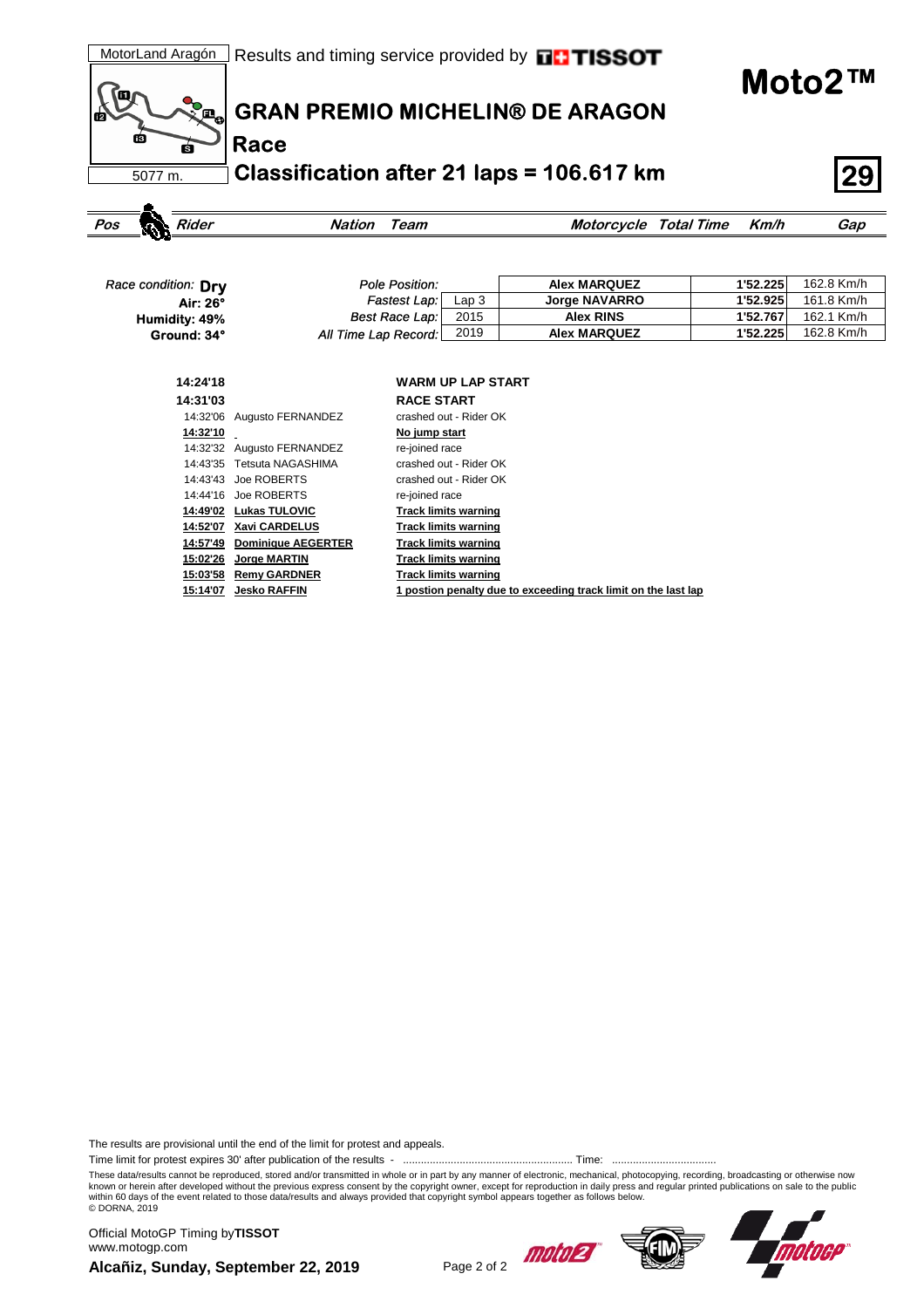MotorLand Aragón | Results and timing service provided by TISSOT

# Moto2™

## GRAN PREMIO MICHELIN® DE ARAGON

### Race

5077 m.

### Classification after 21 laps = 106.617 km

**29**

| *Pos* | *Rider* | *Nation* | *Team* | *Motorcycle* | *Total Time* | *Km/h* | *Gap* |
|---|---|---|---|---|---|---|---|

*Race condition:* **Dry**
**Air: 26°**
**Humidity: 49%**
**Ground: 34°**

| | | | | |
|---|---|---|---|---|
| *Pole Position:* | | **Alex MARQUEZ** | **1'52.225** | 162.8 Km/h |
| *Fastest Lap:* | Lap 3 | **Jorge NAVARRO** | **1'52.925** | 161.8 Km/h |
| *Best Race Lap:* | 2015 | **Alex RINS** | **1'52.767** | 162.1 Km/h |
| *All Time Lap Record:* | 2019 | **Alex MARQUEZ** | **1'52.225** | 162.8 Km/h |

| Time | Rider | Event |
|---|---|---|
| **14:24'18** | | **WARM UP LAP START** |
| **14:31'03** | | **RACE START** |
| 14:32'06 | Augusto FERNANDEZ | crashed out - Rider OK |
| **14:32'10** | | **No jump start** |
| 14:32'32 | Augusto FERNANDEZ | re-joined race |
| 14:43'35 | Tetsuta NAGASHIMA | crashed out - Rider OK |
| 14:43'43 | Joe ROBERTS | crashed out - Rider OK |
| 14:44'16 | Joe ROBERTS | re-joined race |
| **14:49'02** | **Lukas TULOVIC** | **Track limits warning** |
| **14:52'07** | **Xavi CARDELUS** | **Track limits warning** |
| **14:57'49** | **Dominique AEGERTER** | **Track limits warning** |
| **15:02'26** | **Jorge MARTIN** | **Track limits warning** |
| **15:03'58** | **Remy GARDNER** | **Track limits warning** |
| **15:14'07** | **Jesko RAFFIN** | **1 postion penalty due to exceeding track limit on the last lap** |

The results are provisional until the end of the limit for protest and appeals.

Time limit for protest expires 30' after publication of the results - ......................................................... Time: ..................................

These data/results cannot be reproduced, stored and/or transmitted in whole or in part by any manner of electronic, mechanical, photocopying, recording, broadcasting or otherwise now known or herein after developed without the previous express consent by the copyright owner, except for reproduction in daily press and regular printed publications on sale to the public within 60 days of the event related to those data/results and always provided that copyright symbol appears together as follows below.
© DORNA, 2019

Official MotoGP Timing by **TISSOT**
www.motogp.com

**Alcañiz, Sunday, September 22, 2019**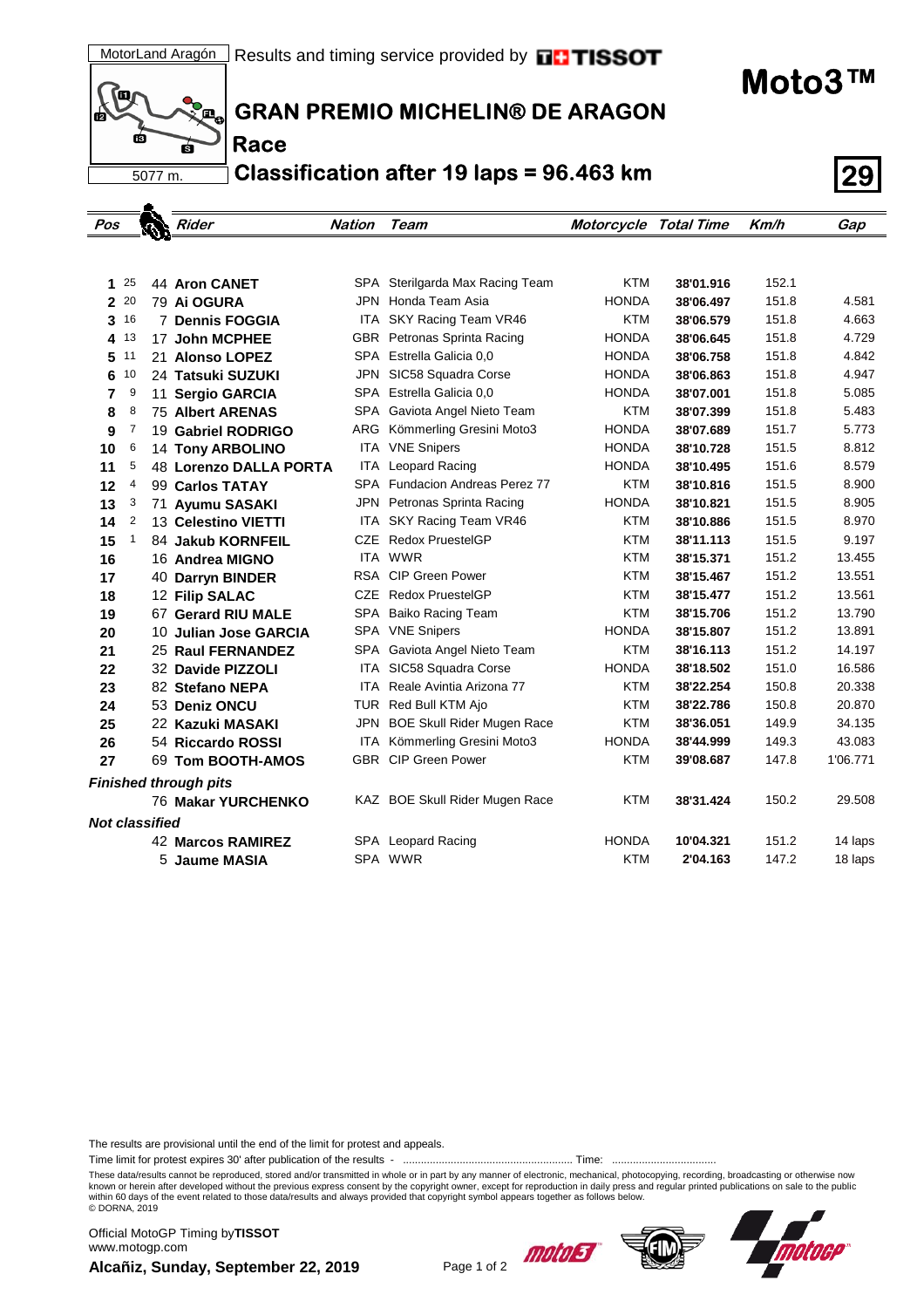MotorLand Aragón | Results and timing service provided by TISSOT

5077 m.

# Moto3™

## GRAN PREMIO MICHELIN® DE ARAGON

### Race

### Classification after 19 laps = 96.463 km

**29**

| Pos | Points | Rider | Nation | Team | Motorcycle | Total Time | Km/h | Gap |
|---|---|---|---|---|---|---|---|---|
| **1** | 25 | 44 **Aron CANET** | SPA | Sterilgarda Max Racing Team | KTM | **38'01.916** | 152.1 | |
| **2** | 20 | 79 **Ai OGURA** | JPN | Honda Team Asia | HONDA | **38'06.497** | 151.8 | 4.581 |
| **3** | 16 | 7 **Dennis FOGGIA** | ITA | SKY Racing Team VR46 | KTM | **38'06.579** | 151.8 | 4.663 |
| **4** | 13 | 17 **John MCPHEE** | GBR | Petronas Sprinta Racing | HONDA | **38'06.645** | 151.8 | 4.729 |
| **5** | 11 | 21 **Alonso LOPEZ** | SPA | Estrella Galicia 0,0 | HONDA | **38'06.758** | 151.8 | 4.842 |
| **6** | 10 | 24 **Tatsuki SUZUKI** | JPN | SIC58 Squadra Corse | HONDA | **38'06.863** | 151.8 | 4.947 |
| **7** | 9 | 11 **Sergio GARCIA** | SPA | Estrella Galicia 0,0 | HONDA | **38'07.001** | 151.8 | 5.085 |
| **8** | 8 | 75 **Albert ARENAS** | SPA | Gaviota Angel Nieto Team | KTM | **38'07.399** | 151.8 | 5.483 |
| **9** | 7 | 19 **Gabriel RODRIGO** | ARG | Kömmerling Gresini Moto3 | HONDA | **38'07.689** | 151.7 | 5.773 |
| **10** | 6 | 14 **Tony ARBOLINO** | ITA | VNE Snipers | HONDA | **38'10.728** | 151.5 | 8.812 |
| **11** | 5 | 48 **Lorenzo DALLA PORTA** | ITA | Leopard Racing | HONDA | **38'10.495** | 151.6 | 8.579 |
| **12** | 4 | 99 **Carlos TATAY** | SPA | Fundacion Andreas Perez 77 | KTM | **38'10.816** | 151.5 | 8.900 |
| **13** | 3 | 71 **Ayumu SASAKI** | JPN | Petronas Sprinta Racing | HONDA | **38'10.821** | 151.5 | 8.905 |
| **14** | 2 | 13 **Celestino VIETTI** | ITA | SKY Racing Team VR46 | KTM | **38'10.886** | 151.5 | 8.970 |
| **15** | 1 | 84 **Jakub KORNFEIL** | CZE | Redox PruestelGP | KTM | **38'11.113** | 151.5 | 9.197 |
| **16** | | 16 **Andrea MIGNO** | ITA | WWR | KTM | **38'15.371** | 151.2 | 13.455 |
| **17** | | 40 **Darryn BINDER** | RSA | CIP Green Power | KTM | **38'15.467** | 151.2 | 13.551 |
| **18** | | 12 **Filip SALAC** | CZE | Redox PruestelGP | KTM | **38'15.477** | 151.2 | 13.561 |
| **19** | | 67 **Gerard RIU MALE** | SPA | Baiko Racing Team | KTM | **38'15.706** | 151.2 | 13.790 |
| **20** | | 10 **Julian Jose GARCIA** | SPA | VNE Snipers | HONDA | **38'15.807** | 151.2 | 13.891 |
| **21** | | 25 **Raul FERNANDEZ** | SPA | Gaviota Angel Nieto Team | KTM | **38'16.113** | 151.2 | 14.197 |
| **22** | | 32 **Davide PIZZOLI** | ITA | SIC58 Squadra Corse | HONDA | **38'18.502** | 151.0 | 16.586 |
| **23** | | 82 **Stefano NEPA** | ITA | Reale Avintia Arizona 77 | KTM | **38'22.254** | 150.8 | 20.338 |
| **24** | | 53 **Deniz ONCU** | TUR | Red Bull KTM Ajo | KTM | **38'22.786** | 150.8 | 20.870 |
| **25** | | 22 **Kazuki MASAKI** | JPN | BOE Skull Rider Mugen Race | KTM | **38'36.051** | 149.9 | 34.135 |
| **26** | | 54 **Riccardo ROSSI** | ITA | Kömmerling Gresini Moto3 | HONDA | **38'44.999** | 149.3 | 43.083 |
| **27** | | 69 **Tom BOOTH-AMOS** | GBR | CIP Green Power | KTM | **39'08.687** | 147.8 | 1'06.771 |
| ***Finished through pits*** | | | | | | | | |
| | | 76 **Makar YURCHENKO** | KAZ | BOE Skull Rider Mugen Race | KTM | **38'31.424** | 150.2 | 29.508 |
| ***Not classified*** | | | | | | | | |
| | | 42 **Marcos RAMIREZ** | SPA | Leopard Racing | HONDA | **10'04.321** | 151.2 | 14 laps |
| | | 5 **Jaume MASIA** | SPA | WWR | KTM | **2'04.163** | 147.2 | 18 laps |

The results are provisional until the end of the limit for protest and appeals.

Time limit for protest expires 30' after publication of the results - ......................................................... Time: ..................................

These data/results cannot be reproduced, stored and/or transmitted in whole or in part by any manner of electronic, mechanical, photocopying, recording, broadcasting or otherwise now known or herein after developed without the previous express consent by the copyright owner, except for reproduction in daily press and regular printed publications on sale to the public within 60 days of the event related to those data/results and always provided that copyright symbol appears together as follows below.
© DORNA, 2019

Official MotoGP Timing by **TISSOT**
www.motogp.com

**Alcañiz, Sunday, September 22, 2019**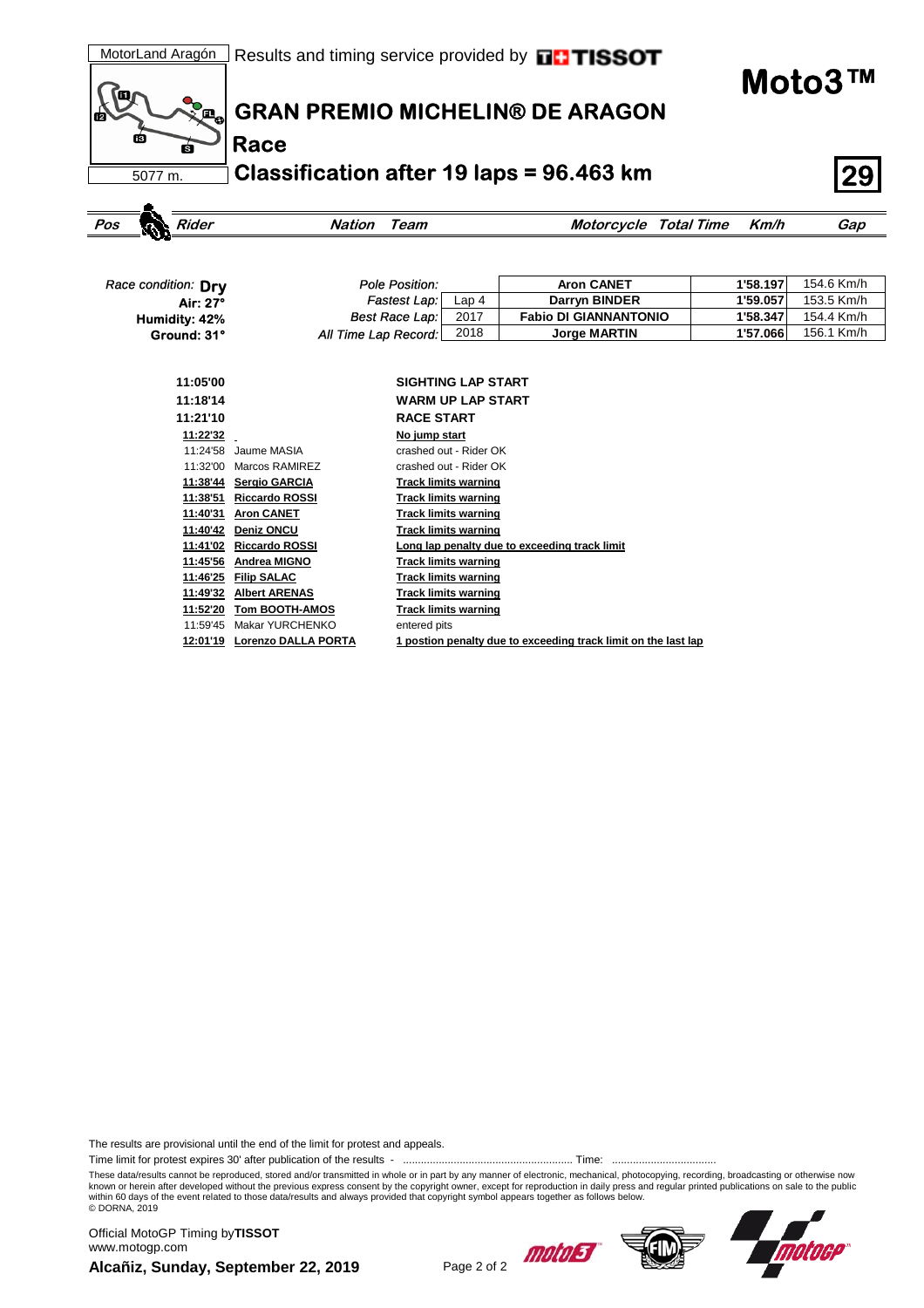MotorLand Aragón | Results and timing service provided by TISSOT

# Moto3™

## GRAN PREMIO MICHELIN® DE ARAGON

### Race

5077 m.

### Classification after 19 laps = 96.463 km

**29**

| Pos | Rider | Nation | Team | Motorcycle | Total Time | Km/h | Gap |
|---|---|---|---|---|---|---|---|

*Race condition:* **Dry**
**Air: 27°**
**Humidity: 42%**
**Ground: 31°**

| | | | | |
|---|---|---|---|---|
| *Pole Position:* | | **Aron CANET** | **1'58.197** | 154.6 Km/h |
| *Fastest Lap:* | Lap 4 | **Darryn BINDER** | **1'59.057** | 153.5 Km/h |
| *Best Race Lap:* | 2017 | **Fabio DI GIANNANTONIO** | **1'58.347** | 154.4 Km/h |
| *All Time Lap Record:* | 2018 | **Jorge MARTIN** | **1'57.066** | 156.1 Km/h |

| Time | Rider | Event |
|---|---|---|
| **11:05'00** | | **SIGHTING LAP START** |
| **11:18'14** | | **WARM UP LAP START** |
| **11:21'10** | | **RACE START** |
| **11:22'32** | | **No jump start** |
| 11:24'58 | Jaume MASIA | crashed out - Rider OK |
| 11:32'00 | Marcos RAMIREZ | crashed out - Rider OK |
| **11:38'44** | **Sergio GARCIA** | **Track limits warning** |
| **11:38'51** | **Riccardo ROSSI** | **Track limits warning** |
| **11:40'31** | **Aron CANET** | **Track limits warning** |
| **11:40'42** | **Deniz ONCU** | **Track limits warning** |
| **11:41'02** | **Riccardo ROSSI** | **Long lap penalty due to exceeding track limit** |
| **11:45'56** | **Andrea MIGNO** | **Track limits warning** |
| **11:46'25** | **Filip SALAC** | **Track limits warning** |
| **11:49'32** | **Albert ARENAS** | **Track limits warning** |
| **11:52'20** | **Tom BOOTH-AMOS** | **Track limits warning** |
| 11:59'45 | Makar YURCHENKO | entered pits |
| **12:01'19** | **Lorenzo DALLA PORTA** | **1 postion penalty due to exceeding track limit on the last lap** |

The results are provisional until the end of the limit for protest and appeals.

Time limit for protest expires 30' after publication of the results - ........................................................ Time: ..................................

These data/results cannot be reproduced, stored and/or transmitted in whole or in part by any manner of electronic, mechanical, photocopying, recording, broadcasting or otherwise now known or herein after developed without the previous express consent by the copyright owner, except for reproduction in daily press and regular printed publications on sale to the public within 60 days of the event related to those data/results and always provided that copyright symbol appears together as follows below.
© DORNA, 2019

Official MotoGP Timing by **TISSOT**
www.motogp.com

**Alcañiz, Sunday, September 22, 2019**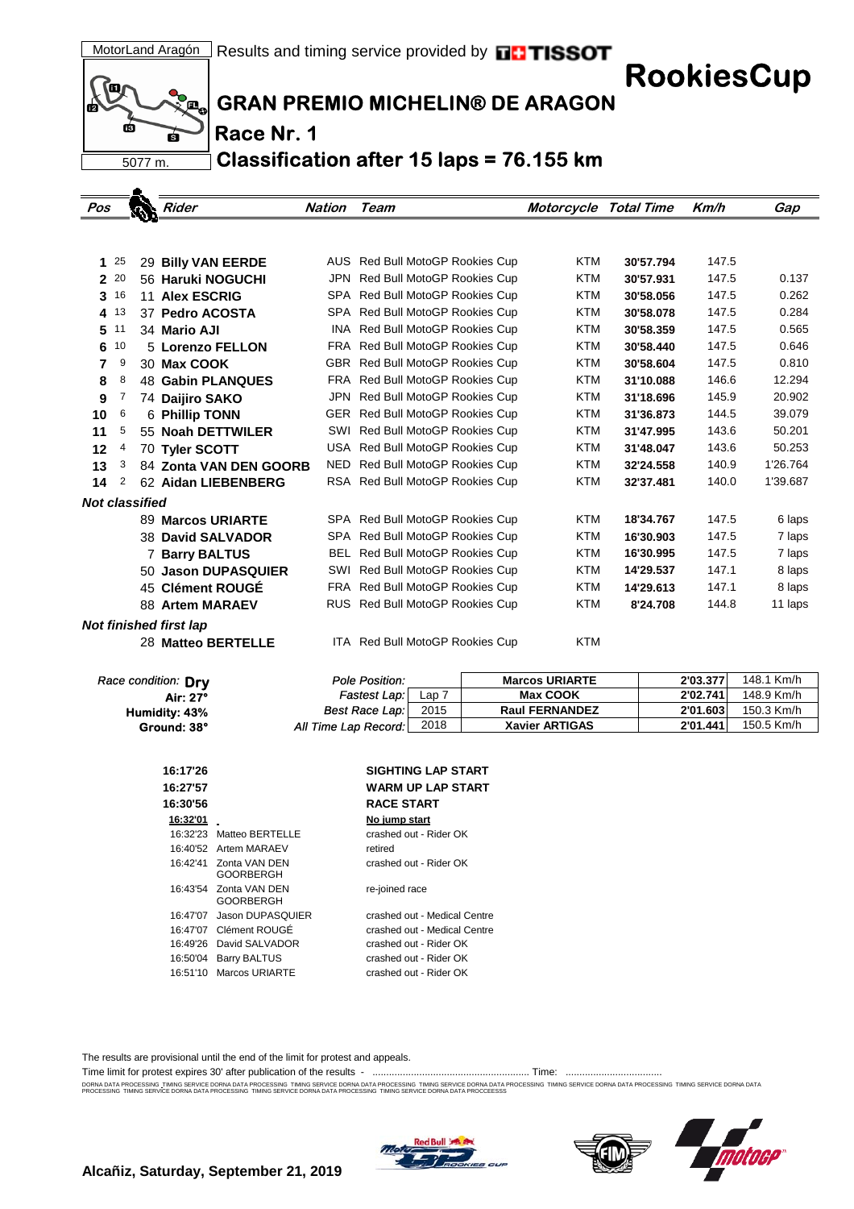MotorLand Aragón

Results and timing service provided by TISSOT

# RookiesCup

## GRAN PREMIO MICHELIN® DE ARAGON

### Race Nr. 1

### Classification after 15 laps = 76.155 km

5077 m.

| Pos | | Rider | Nation | Team | Motorcycle | Total Time | Km/h | Gap |
|---|---|---|---|---|---|---|---|---|
| 1 | 25 | 29 **Billy VAN EERDE** | AUS | Red Bull MotoGP Rookies Cup | KTM | **30'57.794** | 147.5 | |
| 2 | 20 | 56 **Haruki NOGUCHI** | JPN | Red Bull MotoGP Rookies Cup | KTM | **30'57.931** | 147.5 | 0.137 |
| 3 | 16 | 11 **Alex ESCRIG** | SPA | Red Bull MotoGP Rookies Cup | KTM | **30'58.056** | 147.5 | 0.262 |
| 4 | 13 | 37 **Pedro ACOSTA** | SPA | Red Bull MotoGP Rookies Cup | KTM | **30'58.078** | 147.5 | 0.284 |
| 5 | 11 | 34 **Mario AJI** | INA | Red Bull MotoGP Rookies Cup | KTM | **30'58.359** | 147.5 | 0.565 |
| 6 | 10 | 5 **Lorenzo FELLON** | FRA | Red Bull MotoGP Rookies Cup | KTM | **30'58.440** | 147.5 | 0.646 |
| 7 | 9 | 30 **Max COOK** | GBR | Red Bull MotoGP Rookies Cup | KTM | **30'58.604** | 147.5 | 0.810 |
| 8 | 8 | 48 **Gabin PLANQUES** | FRA | Red Bull MotoGP Rookies Cup | KTM | **31'10.088** | 146.6 | 12.294 |
| 9 | 7 | 74 **Daijiro SAKO** | JPN | Red Bull MotoGP Rookies Cup | KTM | **31'18.696** | 145.9 | 20.902 |
| 10 | 6 | 6 **Phillip TONN** | GER | Red Bull MotoGP Rookies Cup | KTM | **31'36.873** | 144.5 | 39.079 |
| 11 | 5 | 55 **Noah DETTWILER** | SWI | Red Bull MotoGP Rookies Cup | KTM | **31'47.995** | 143.6 | 50.201 |
| 12 | 4 | 70 **Tyler SCOTT** | USA | Red Bull MotoGP Rookies Cup | KTM | **31'48.047** | 143.6 | 50.253 |
| 13 | 3 | 84 **Zonta VAN DEN GOORB** | NED | Red Bull MotoGP Rookies Cup | KTM | **32'24.558** | 140.9 | 1'26.764 |
| 14 | 2 | 62 **Aidan LIEBENBERG** | RSA | Red Bull MotoGP Rookies Cup | KTM | **32'37.481** | 140.0 | 1'39.687 |
| ***Not classified*** | | | | | | | | |
| | | 89 **Marcos URIARTE** | SPA | Red Bull MotoGP Rookies Cup | KTM | **18'34.767** | 147.5 | 6 laps |
| | | 38 **David SALVADOR** | SPA | Red Bull MotoGP Rookies Cup | KTM | **16'30.903** | 147.5 | 7 laps |
| | | 7 **Barry BALTUS** | BEL | Red Bull MotoGP Rookies Cup | KTM | **16'30.995** | 147.5 | 7 laps |
| | | 50 **Jason DUPASQUIER** | SWI | Red Bull MotoGP Rookies Cup | KTM | **14'29.537** | 147.1 | 8 laps |
| | | 45 **Clément ROUGÉ** | FRA | Red Bull MotoGP Rookies Cup | KTM | **14'29.613** | 147.1 | 8 laps |
| | | 88 **Artem MARAEV** | RUS | Red Bull MotoGP Rookies Cup | KTM | **8'24.708** | 144.8 | 11 laps |
| ***Not finished first lap*** | | | | | | | | |
| | | 28 **Matteo BERTELLE** | ITA | Red Bull MotoGP Rookies Cup | KTM | | | |

*Race condition:* **Dry**
**Air: 27°**
**Humidity: 43%**
**Ground: 38°**

| | | Rider | Time | Km/h |
|---|---|---|---|---|
| *Pole Position:* | | **Marcos URIARTE** | **2'03.377** | 148.1 Km/h |
| *Fastest Lap:* | Lap 7 | **Max COOK** | **2'02.741** | 148.9 Km/h |
| *Best Race Lap:* | 2015 | **Raul FERNANDEZ** | **2'01.603** | 150.3 Km/h |
| *All Time Lap Record:* | 2018 | **Xavier ARTIGAS** | **2'01.441** | 150.5 Km/h |

| Time | Rider | Event |
|---|---|---|
| **16:17'26** | | **SIGHTING LAP START** |
| **16:27'57** | | **WARM UP LAP START** |
| **16:30'56** | | **RACE START** |
| **16:32'01** | | **No jump start** |
| 16:32'23 | Matteo BERTELLE | crashed out - Rider OK |
| 16:40'52 | Artem MARAEV | retired |
| 16:42'41 | Zonta VAN DEN GOORBERGH | crashed out - Rider OK |
| 16:43'54 | Zonta VAN DEN GOORBERGH | re-joined race |
| 16:47'07 | Jason DUPASQUIER | crashed out - Medical Centre |
| 16:47'07 | Clément ROUGÉ | crashed out - Medical Centre |
| 16:49'26 | David SALVADOR | crashed out - Rider OK |
| 16:50'04 | Barry BALTUS | crashed out - Rider OK |
| 16:51'10 | Marcos URIARTE | crashed out - Rider OK |

The results are provisional until the end of the limit for protest and appeals.

Time limit for protest expires 30' after publication of the results - ......................................................... Time: ..................................

**Alcañiz, Saturday, September 21, 2019**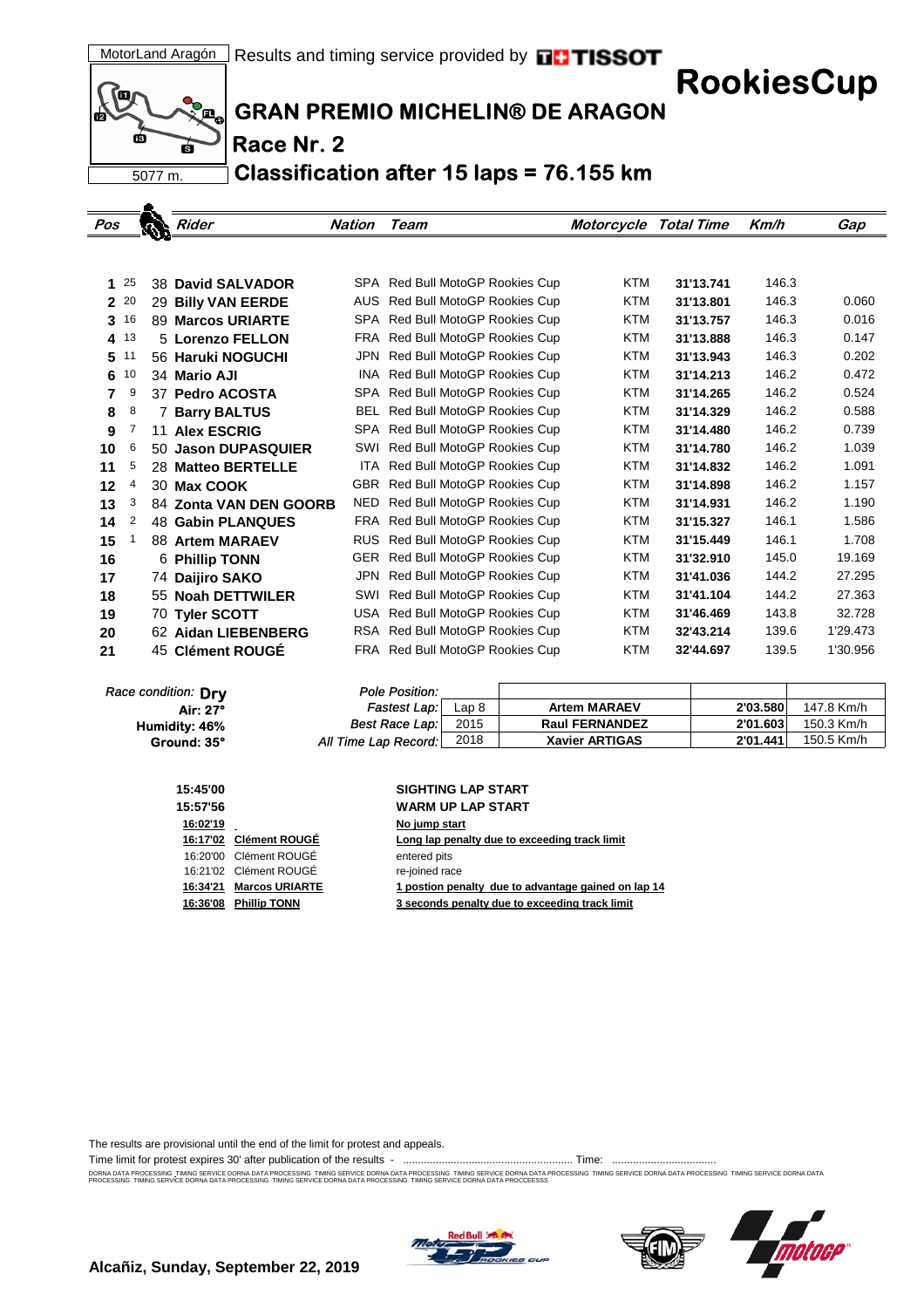MotorLand Aragón

5077 m.

Results and timing service provided by TISSOT

# RookiesCup

## GRAN PREMIO MICHELIN® DE ARAGON

### Race Nr. 2

### Classification after 15 laps = 76.155 km

| Pos | | Rider | Nation | Team | Motorcycle | Total Time | Km/h | Gap |
|---|---|---|---|---|---|---|---|---|
| 1 | 25 | 38 **David SALVADOR** | SPA | Red Bull MotoGP Rookies Cup | KTM | **31'13.741** | 146.3 | |
| 2 | 20 | 29 **Billy VAN EERDE** | AUS | Red Bull MotoGP Rookies Cup | KTM | **31'13.801** | 146.3 | 0.060 |
| 3 | 16 | 89 **Marcos URIARTE** | SPA | Red Bull MotoGP Rookies Cup | KTM | **31'13.757** | 146.3 | 0.016 |
| 4 | 13 | 5 **Lorenzo FELLON** | FRA | Red Bull MotoGP Rookies Cup | KTM | **31'13.888** | 146.3 | 0.147 |
| 5 | 11 | 56 **Haruki NOGUCHI** | JPN | Red Bull MotoGP Rookies Cup | KTM | **31'13.943** | 146.3 | 0.202 |
| 6 | 10 | 34 **Mario AJI** | INA | Red Bull MotoGP Rookies Cup | KTM | **31'14.213** | 146.2 | 0.472 |
| 7 | 9 | 37 **Pedro ACOSTA** | SPA | Red Bull MotoGP Rookies Cup | KTM | **31'14.265** | 146.2 | 0.524 |
| 8 | 8 | 7 **Barry BALTUS** | BEL | Red Bull MotoGP Rookies Cup | KTM | **31'14.329** | 146.2 | 0.588 |
| 9 | 7 | 11 **Alex ESCRIG** | SPA | Red Bull MotoGP Rookies Cup | KTM | **31'14.480** | 146.2 | 0.739 |
| 10 | 6 | 50 **Jason DUPASQUIER** | SWI | Red Bull MotoGP Rookies Cup | KTM | **31'14.780** | 146.2 | 1.039 |
| 11 | 5 | 28 **Matteo BERTELLE** | ITA | Red Bull MotoGP Rookies Cup | KTM | **31'14.832** | 146.2 | 1.091 |
| 12 | 4 | 30 **Max COOK** | GBR | Red Bull MotoGP Rookies Cup | KTM | **31'14.898** | 146.2 | 1.157 |
| 13 | 3 | 84 **Zonta VAN DEN GOORB** | NED | Red Bull MotoGP Rookies Cup | KTM | **31'14.931** | 146.2 | 1.190 |
| 14 | 2 | 48 **Gabin PLANQUES** | FRA | Red Bull MotoGP Rookies Cup | KTM | **31'15.327** | 146.1 | 1.586 |
| 15 | 1 | 88 **Artem MARAEV** | RUS | Red Bull MotoGP Rookies Cup | KTM | **31'15.449** | 146.1 | 1.708 |
| 16 | | 6 **Phillip TONN** | GER | Red Bull MotoGP Rookies Cup | KTM | **31'32.910** | 145.0 | 19.169 |
| 17 | | 74 **Daijiro SAKO** | JPN | Red Bull MotoGP Rookies Cup | KTM | **31'41.036** | 144.2 | 27.295 |
| 18 | | 55 **Noah DETTWILER** | SWI | Red Bull MotoGP Rookies Cup | KTM | **31'41.104** | 144.2 | 27.363 |
| 19 | | 70 **Tyler SCOTT** | USA | Red Bull MotoGP Rookies Cup | KTM | **31'46.469** | 143.8 | 32.728 |
| 20 | | 62 **Aidan LIEBENBERG** | RSA | Red Bull MotoGP Rookies Cup | KTM | **32'43.214** | 139.6 | 1'29.473 |
| 21 | | 45 **Clément ROUGÉ** | FRA | Red Bull MotoGP Rookies Cup | KTM | **32'44.697** | 139.5 | 1'30.956 |

*Race condition:* **Dry**
**Air: 27°**
**Humidity: 46%**
**Ground: 35°**

| | | | | |
|---|---|---|---|---|
| *Pole Position:* | | | | |
| *Fastest Lap:* | Lap 8 | **Artem MARAEV** | **2'03.580** | 147.8 Km/h |
| *Best Race Lap:* | 2015 | **Raul FERNANDEZ** | **2'01.603** | 150.3 Km/h |
| *All Time Lap Record:* | 2018 | **Xavier ARTIGAS** | **2'01.441** | 150.5 Km/h |

| | | |
|---|---|---|
| **15:45'00** | | **SIGHTING LAP START** |
| **15:57'56** | | **WARM UP LAP START** |
| **16:02'19** | | **No jump start** |
| **16:17'02** | **Clément ROUGÉ** | **Long lap penalty due to exceeding track limit** |
| 16:20'00 | Clément ROUGÉ | entered pits |
| 16:21'02 | Clément ROUGÉ | re-joined race |
| **16:34'21** | **Marcos URIARTE** | **1 postion penalty due to advantage gained on lap 14** |
| **16:36'08** | **Phillip TONN** | **3 seconds penalty due to exceeding track limit** |

The results are provisional until the end of the limit for protest and appeals.

Time limit for protest expires 30' after publication of the results - ......................................................... Time: ...................................

DORNA DATA PROCESSING TIMING SERVICE DORNA DATA PROCESSING TIMING SERVICE DORNA DATA PROCESSING TIMING SERVICE DORNA DATA PROCESSING TIMING SERVICE DORNA DATA PROCESSING TIMING SERVICE DORNA DATA PROCESSING TIMING SERVICE DORNA DATA PROCESSING TIMING SERVICE DORNA DATA PROCESSING TIMING SERVICE DORNA DATA PROCCEESSS

**Alcañiz, Sunday, September 22, 2019**